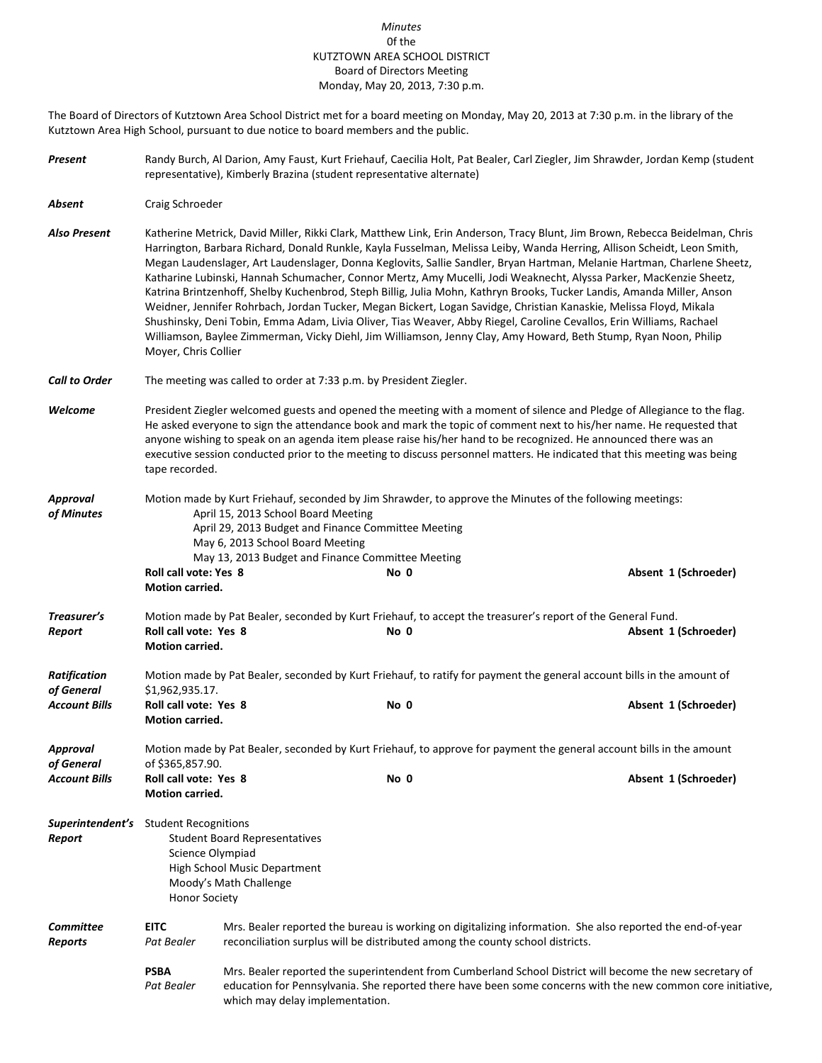*Minutes*
0f the
KUTZTOWN AREA SCHOOL DISTRICT
Board of Directors Meeting
Monday, May 20, 2013, 7:30 p.m.

The Board of Directors of Kutztown Area School District met for a board meeting on Monday, May 20, 2013 at 7:30 p.m. in the library of the Kutztown Area High School, pursuant to due notice to board members and the public.

***Present*** Randy Burch, Al Darion, Amy Faust, Kurt Friehauf, Caecilia Holt, Pat Bealer, Carl Ziegler, Jim Shrawder, Jordan Kemp (student representative), Kimberly Brazina (student representative alternate)

***Absent*** Craig Schroeder

***Also Present*** Katherine Metrick, David Miller, Rikki Clark, Matthew Link, Erin Anderson, Tracy Blunt, Jim Brown, Rebecca Beidelman, Chris Harrington, Barbara Richard, Donald Runkle, Kayla Fusselman, Melissa Leiby, Wanda Herring, Allison Scheidt, Leon Smith, Megan Laudenslager, Art Laudenslager, Donna Keglovits, Sallie Sandler, Bryan Hartman, Melanie Hartman, Charlene Sheetz, Katharine Lubinski, Hannah Schumacher, Connor Mertz, Amy Mucelli, Jodi Weaknecht, Alyssa Parker, MacKenzie Sheetz, Katrina Brintzenhoff, Shelby Kuchenbrod, Steph Billig, Julia Mohn, Kathryn Brooks, Tucker Landis, Amanda Miller, Anson Weidner, Jennifer Rohrbach, Jordan Tucker, Megan Bickert, Logan Savidge, Christian Kanaskie, Melissa Floyd, Mikala Shushinsky, Deni Tobin, Emma Adam, Livia Oliver, Tias Weaver, Abby Riegel, Caroline Cevallos, Erin Williams, Rachael Williamson, Baylee Zimmerman, Vicky Diehl, Jim Williamson, Jenny Clay, Amy Howard, Beth Stump, Ryan Noon, Philip Moyer, Chris Collier

***Call to Order*** The meeting was called to order at 7:33 p.m. by President Ziegler.

***Welcome*** President Ziegler welcomed guests and opened the meeting with a moment of silence and Pledge of Allegiance to the flag. He asked everyone to sign the attendance book and mark the topic of comment next to his/her name. He requested that anyone wishing to speak on an agenda item please raise his/her hand to be recognized. He announced there was an executive session conducted prior to the meeting to discuss personnel matters. He indicated that this meeting was being tape recorded.

***Approval of Minutes*** Motion made by Kurt Friehauf, seconded by Jim Shrawder, to approve the Minutes of the following meetings:

- April 15, 2013 School Board Meeting
- April 29, 2013 Budget and Finance Committee Meeting
- May 6, 2013 School Board Meeting
- May 13, 2013 Budget and Finance Committee Meeting

**Roll call vote: Yes 8** **No 0** **Absent 1 (Schroeder)**
**Motion carried.**

***Treasurer's Report*** Motion made by Pat Bealer, seconded by Kurt Friehauf, to accept the treasurer's report of the General Fund.
**Roll call vote: Yes 8** **No 0** **Absent 1 (Schroeder)**
**Motion carried.**

***Ratification of General Account Bills*** Motion made by Pat Bealer, seconded by Kurt Friehauf, to ratify for payment the general account bills in the amount of $1,962,935.17.
**Roll call vote: Yes 8** **No 0** **Absent 1 (Schroeder)**
**Motion carried.**

***Approval of General Account Bills*** Motion made by Pat Bealer, seconded by Kurt Friehauf, to approve for payment the general account bills in the amount of $365,857.90.
**Roll call vote: Yes 8** **No 0** **Absent 1 (Schroeder)**
**Motion carried.**

***Superintendent's Report*** Student Recognitions

- Student Board Representatives
- Science Olympiad
- High School Music Department
- Moody's Math Challenge
- Honor Society

***Committee Reports***

**EITC** *Pat Bealer* — Mrs. Bealer reported the bureau is working on digitalizing information. She also reported the end-of-year reconciliation surplus will be distributed among the county school districts.

**PSBA** *Pat Bealer* — Mrs. Bealer reported the superintendent from Cumberland School District will become the new secretary of education for Pennsylvania. She reported there have been some concerns with the new common core initiative, which may delay implementation.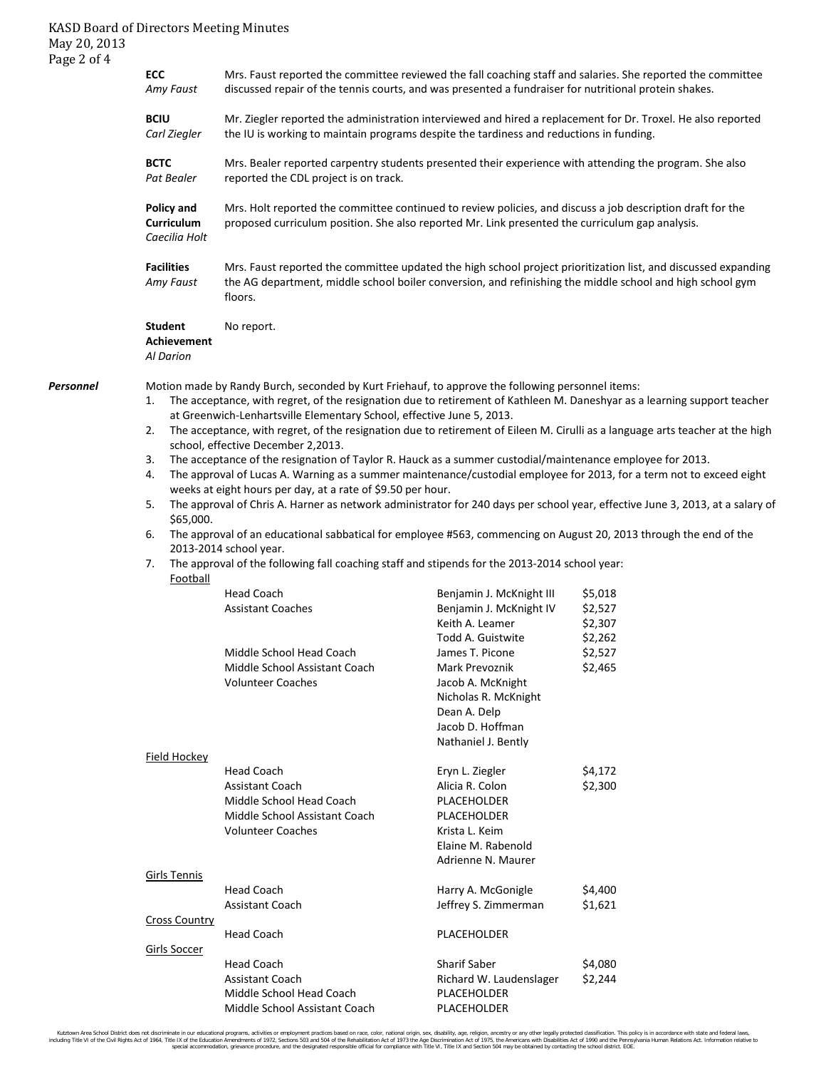**ECC**
*Amy Faust*

Mrs. Faust reported the committee reviewed the fall coaching staff and salaries. She reported the committee discussed repair of the tennis courts, and was presented a fundraiser for nutritional protein shakes.

**BCIU**
*Carl Ziegler*

Mr. Ziegler reported the administration interviewed and hired a replacement for Dr. Troxel. He also reported the IU is working to maintain programs despite the tardiness and reductions in funding.

**BCTC**
*Pat Bealer*

Mrs. Bealer reported carpentry students presented their experience with attending the program. She also reported the CDL project is on track.

**Policy and Curriculum**
*Caecilia Holt*

Mrs. Holt reported the committee continued to review policies, and discuss a job description draft for the proposed curriculum position. She also reported Mr. Link presented the curriculum gap analysis.

**Facilities**
*Amy Faust*

Mrs. Faust reported the committee updated the high school project prioritization list, and discussed expanding the AG department, middle school boiler conversion, and refinishing the middle school and high school gym floors.

**Student Achievement**
*Al Darion*

No report.

***Personnel***

Motion made by Randy Burch, seconded by Kurt Friehauf, to approve the following personnel items:

1. The acceptance, with regret, of the resignation due to retirement of Kathleen M. Daneshyar as a learning support teacher at Greenwich-Lenhartsville Elementary School, effective June 5, 2013.
2. The acceptance, with regret, of the resignation due to retirement of Eileen M. Cirulli as a language arts teacher at the high school, effective December 2,2013.
3. The acceptance of the resignation of Taylor R. Hauck as a summer custodial/maintenance employee for 2013.
4. The approval of Lucas A. Warning as a summer maintenance/custodial employee for 2013, for a term not to exceed eight weeks at eight hours per day, at a rate of $9.50 per hour.
5. The approval of Chris A. Harner as network administrator for 240 days per school year, effective June 3, 2013, at a salary of $65,000.
6. The approval of an educational sabbatical for employee #563, commencing on August 20, 2013 through the end of the 2013-2014 school year.
7. The approval of the following fall coaching staff and stipends for the 2013-2014 school year:

| Sport | Position | Name | Stipend |
|---|---|---|---|
| Football | Head Coach | Benjamin J. McKnight III | $5,018 |
| | Assistant Coaches | Benjamin J. McKnight IV | $2,527 |
| | | Keith A. Leamer | $2,307 |
| | | Todd A. Guistwite | $2,262 |
| | Middle School Head Coach | James T. Picone | $2,527 |
| | Middle School Assistant Coach | Mark Prevoznik | $2,465 |
| | Volunteer Coaches | Jacob A. McKnight | |
| | | Nicholas R. McKnight | |
| | | Dean A. Delp | |
| | | Jacob D. Hoffman | |
| | | Nathaniel J. Bently | |
| Field Hockey | Head Coach | Eryn L. Ziegler | $4,172 |
| | Assistant Coach | Alicia R. Colon | $2,300 |
| | Middle School Head Coach | PLACEHOLDER | |
| | Middle School Assistant Coach | PLACEHOLDER | |
| | Volunteer Coaches | Krista L. Keim | |
| | | Elaine M. Rabenold | |
| | | Adrienne N. Maurer | |
| Girls Tennis | Head Coach | Harry A. McGonigle | $4,400 |
| | Assistant Coach | Jeffrey S. Zimmerman | $1,621 |
| Cross Country | Head Coach | PLACEHOLDER | |
| Girls Soccer | Head Coach | Sharif Saber | $4,080 |
| | Assistant Coach | Richard W. Laudenslager | $2,244 |
| | Middle School Head Coach | PLACEHOLDER | |
| | Middle School Assistant Coach | PLACEHOLDER | |

Kutztown Area School District does not discriminate in our educational programs, activities or employment practices based on race, color, national origin, sex, disability, age, religion, ancestry or any other legally protected classification. This policy is in accordance with state and federal laws, including Title VI of the Civil Rights Act of 1964, Title IX of the Education Amendments of 1972, Sections 503 and 504 of the Rehabilitation Act of 1973 the Age Discrimination Act of 1975, the Americans with Disabilities Act of 1990 and the Pennsylvania Human Relations Act. Information relative to special accommodation, grievance procedure, and the designated responsible official for compliance with Title VI, Title IX and Section 504 may be obtained by contacting the school district. EOE.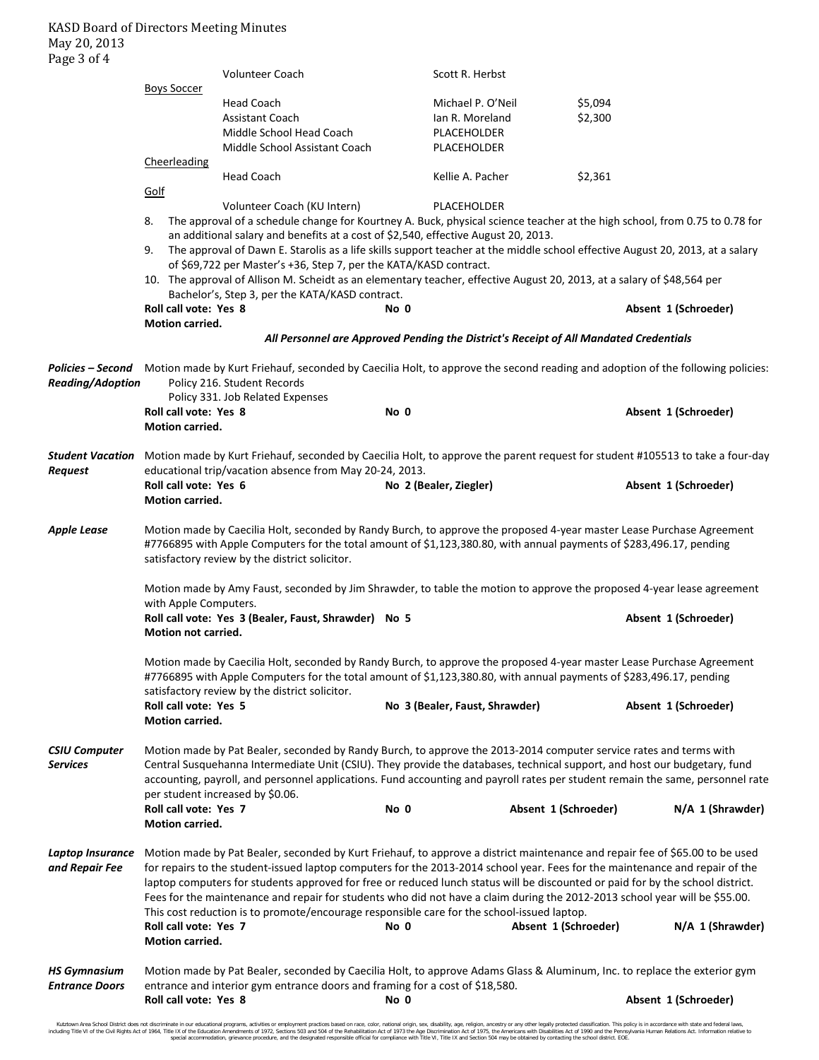| | | | |
|---|---|---|---|
| | Volunteer Coach | Scott R. Herbst | |
| Boys Soccer | | | |
| | Head Coach | Michael P. O'Neil | $5,094 |
| | Assistant Coach | Ian R. Moreland | $2,300 |
| | Middle School Head Coach | PLACEHOLDER | |
| | Middle School Assistant Coach | PLACEHOLDER | |
| Cheerleading | | | |
| | Head Coach | Kellie A. Pacher | $2,361 |
| Golf | | | |
| | Volunteer Coach (KU Intern) | PLACEHOLDER | |

8. The approval of a schedule change for Kourtney A. Buck, physical science teacher at the high school, from 0.75 to 0.78 for an additional salary and benefits at a cost of $2,540, effective August 20, 2013.
9. The approval of Dawn E. Starolis as a life skills support teacher at the middle school effective August 20, 2013, at a salary of $69,722 per Master's +36, Step 7, per the KATA/KASD contract.
10. The approval of Allison M. Scheidt as an elementary teacher, effective August 20, 2013, at a salary of $48,564 per Bachelor's, Step 3, per the KATA/KASD contract.

**Roll call vote: Yes 8** **No 0** **Absent 1 (Schroeder)**
**Motion carried.**

***All Personnel are Approved Pending the District's Receipt of All Mandated Credentials***

***Policies – Second Reading/Adoption***

Motion made by Kurt Friehauf, seconded by Caecilia Holt, to approve the second reading and adoption of the following policies:
Policy 216. Student Records
Policy 331. Job Related Expenses

**Roll call vote: Yes 8** **No 0** **Absent 1 (Schroeder)**
**Motion carried.**

***Student Vacation Request***

Motion made by Kurt Friehauf, seconded by Caecilia Holt, to approve the parent request for student #105513 to take a four-day educational trip/vacation absence from May 20-24, 2013.

**Roll call vote: Yes 6** **No 2 (Bealer, Ziegler)** **Absent 1 (Schroeder)**
**Motion carried.**

***Apple Lease***

Motion made by Caecilia Holt, seconded by Randy Burch, to approve the proposed 4-year master Lease Purchase Agreement #7766895 with Apple Computers for the total amount of $1,123,380.80, with annual payments of $283,496.17, pending satisfactory review by the district solicitor.

Motion made by Amy Faust, seconded by Jim Shrawder, to table the motion to approve the proposed 4-year lease agreement with Apple Computers.

**Roll call vote: Yes 3 (Bealer, Faust, Shrawder)** **No 5** **Absent 1 (Schroeder)**
**Motion not carried.**

Motion made by Caecilia Holt, seconded by Randy Burch, to approve the proposed 4-year master Lease Purchase Agreement #7766895 with Apple Computers for the total amount of $1,123,380.80, with annual payments of $283,496.17, pending satisfactory review by the district solicitor.

**Roll call vote: Yes 5** **No 3 (Bealer, Faust, Shrawder)** **Absent 1 (Schroeder)**
**Motion carried.**

***CSIU Computer Services***

Motion made by Pat Bealer, seconded by Randy Burch, to approve the 2013-2014 computer service rates and terms with Central Susquehanna Intermediate Unit (CSIU). They provide the databases, technical support, and host our budgetary, fund accounting, payroll, and personnel applications. Fund accounting and payroll rates per student remain the same, personnel rate per student increased by $0.06.

**Roll call vote: Yes 7** **No 0** **Absent 1 (Schroeder)** **N/A 1 (Shrawder)**
**Motion carried.**

***Laptop Insurance and Repair Fee***

Motion made by Pat Bealer, seconded by Kurt Friehauf, to approve a district maintenance and repair fee of $65.00 to be used for repairs to the student-issued laptop computers for the 2013-2014 school year. Fees for the maintenance and repair of the laptop computers for students approved for free or reduced lunch status will be discounted or paid for by the school district. Fees for the maintenance and repair for students who did not have a claim during the 2012-2013 school year will be $55.00. This cost reduction is to promote/encourage responsible care for the school-issued laptop.

**Roll call vote: Yes 7** **No 0** **Absent 1 (Schroeder)** **N/A 1 (Shrawder)**
**Motion carried.**

***HS Gymnasium Entrance Doors***

Motion made by Pat Bealer, seconded by Caecilia Holt, to approve Adams Glass & Aluminum, Inc. to replace the exterior gym entrance and interior gym entrance doors and framing for a cost of $18,580.

**Roll call vote: Yes 8** **No 0** **Absent 1 (Schroeder)**

Kutztown Area School District does not discriminate in our educational programs, activities or employment practices based on race, color, national origin, sex, disability, age, religion, ancestry or any other legally protected classification. This policy is in accordance with state and federal laws, including Title VI of the Civil Rights Act of 1964, Title IX of the Education Amendments of 1972, Sections 503 and 504 of the Rehabilitation Act of 1973 the Age Discrimination Act of 1975, the Americans with Disabilities Act of 1990 and the Pennsylvania Human Relations Act. Information relative to special accommodation, grievance procedure, and the designated responsible official for compliance with Title VI, Title IX and Section 504 may be obtained by contacting the school district. EOE.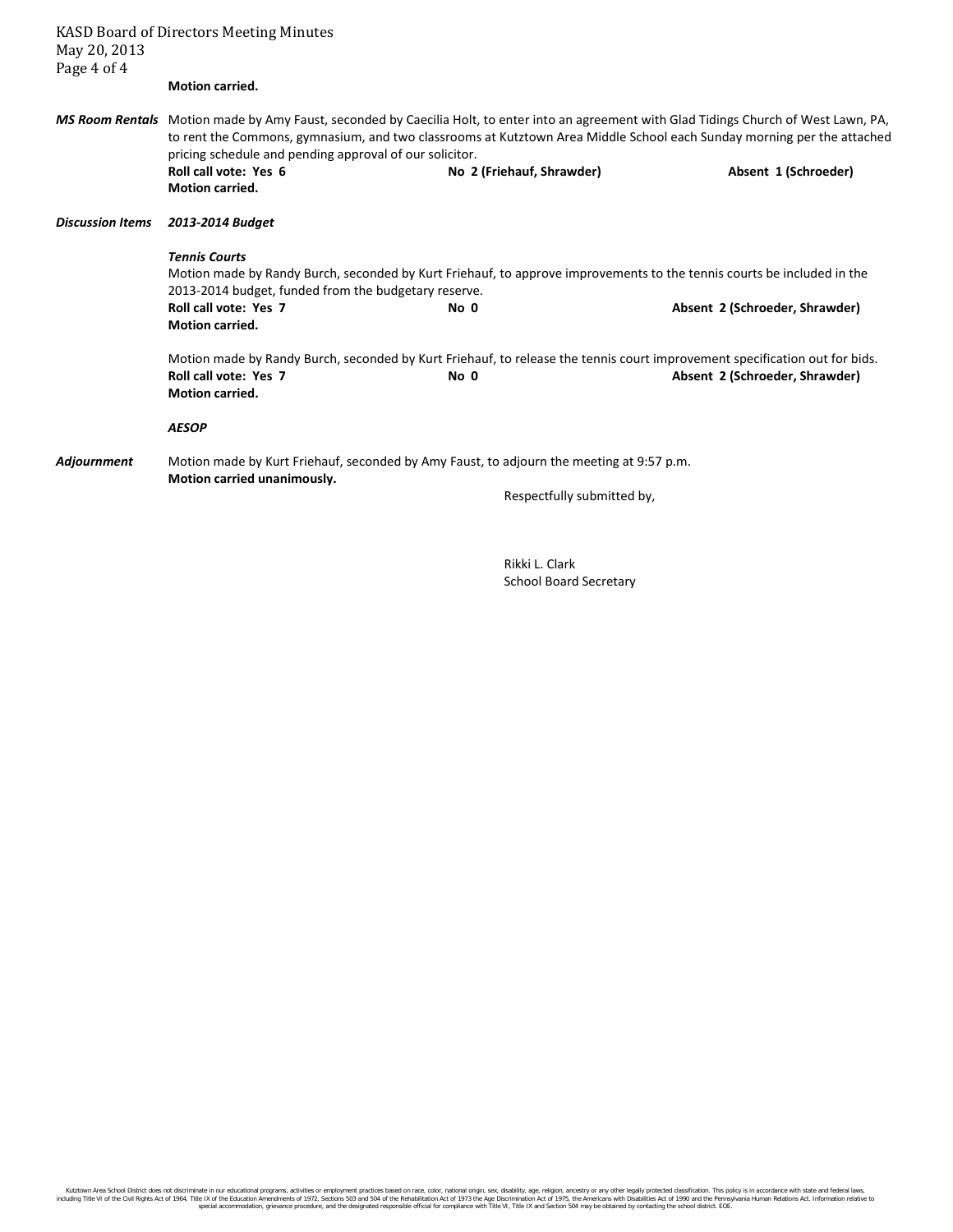**Motion carried.**

***MS Room Rentals*** Motion made by Amy Faust, seconded by Caecilia Holt, to enter into an agreement with Glad Tidings Church of West Lawn, PA, to rent the Commons, gymnasium, and two classrooms at Kutztown Area Middle School each Sunday morning per the attached pricing schedule and pending approval of our solicitor.

**Roll call vote: Yes 6** **No 2 (Friehauf, Shrawder)** **Absent 1 (Schroeder)**

**Motion carried.**

***Discussion Items*** ***2013-2014 Budget***

***Tennis Courts***

Motion made by Randy Burch, seconded by Kurt Friehauf, to approve improvements to the tennis courts be included in the 2013-2014 budget, funded from the budgetary reserve.

**Roll call vote: Yes 7** **No 0** **Absent 2 (Schroeder, Shrawder)**

**Motion carried.**

Motion made by Randy Burch, seconded by Kurt Friehauf, to release the tennis court improvement specification out for bids.

**Roll call vote: Yes 7** **No 0** **Absent 2 (Schroeder, Shrawder)**

**Motion carried.**

***AESOP***

***Adjournment*** Motion made by Kurt Friehauf, seconded by Amy Faust, to adjourn the meeting at 9:57 p.m.

**Motion carried unanimously.**

Respectfully submitted by,

Rikki L. Clark
School Board Secretary

Kutztown Area School District does not discriminate in our educational programs, activities or employment practices based on race, color, national origin, sex, disability, age, religion, ancestry or any other legally protected classification. This policy is in accordance with state and federal laws, including Title VI of the Civil Rights Act of 1964, Title IX of the Education Amendments of 1972, Sections 503 and 504 of the Rehabilitation Act of 1973 the Age Discrimination Act of 1975, the Americans with Disabilities Act of 1990 and the Pennsylvania Human Relations Act. Information relative to special accommodation, grievance procedure, and the designated responsible official for compliance with Title VI, Title IX and Section 504 may be obtained by contacting the school district. EOE.